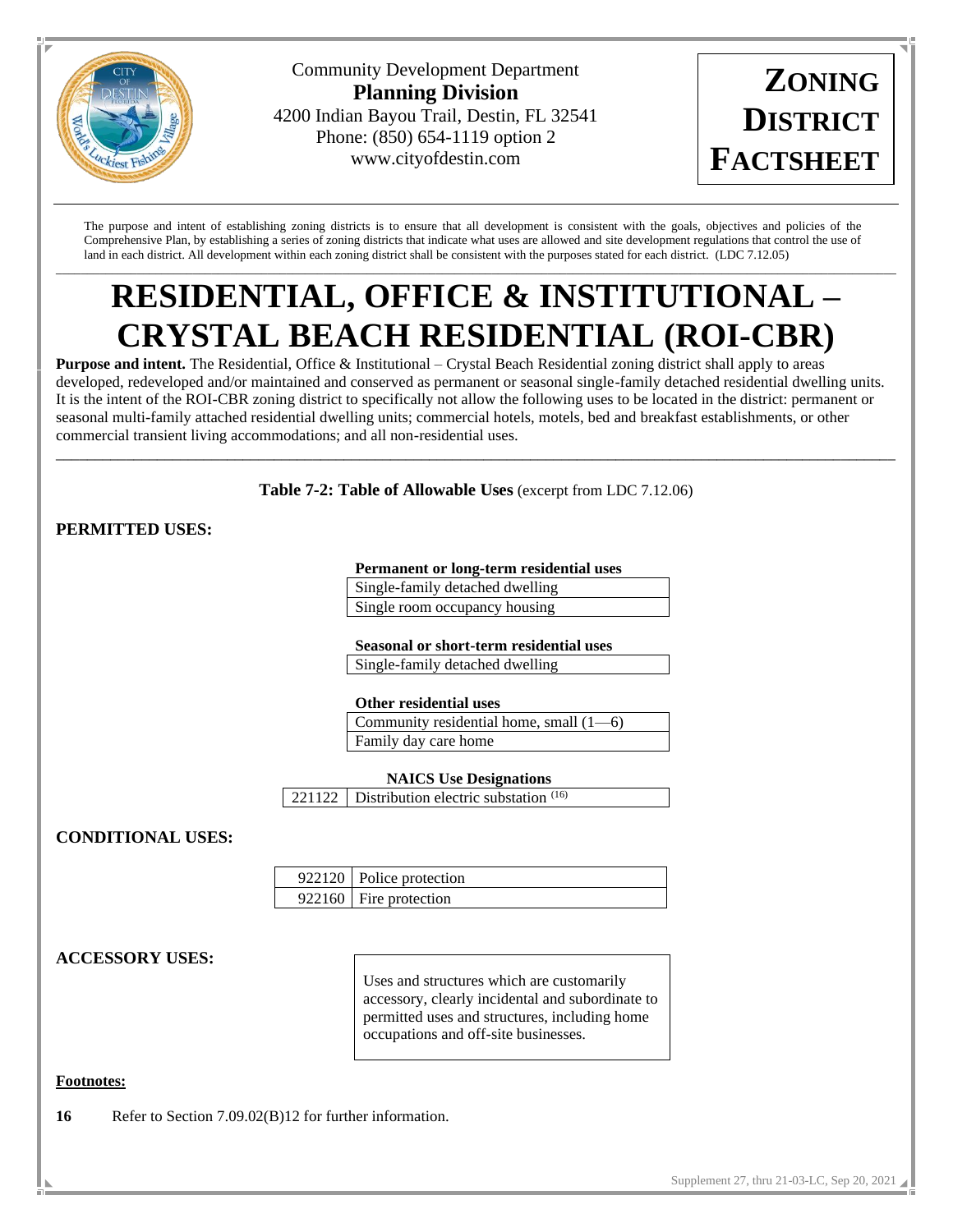Community Development Department
**Planning Division**
4200 Indian Bayou Trail, Destin, FL 32541
Phone: (850) 654-1119 option 2
www.cityofdestin.com

**ZONING DISTRICT FACTSHEET**

The purpose and intent of establishing zoning districts is to ensure that all development is consistent with the goals, objectives and policies of the Comprehensive Plan, by establishing a series of zoning districts that indicate what uses are allowed and site development regulations that control the use of land in each district. All development within each zoning district shall be consistent with the purposes stated for each district. (LDC 7.12.05)

# RESIDENTIAL, OFFICE & INSTITUTIONAL – CRYSTAL BEACH RESIDENTIAL (ROI-CBR)

**Purpose and intent.** The Residential, Office & Institutional – Crystal Beach Residential zoning district shall apply to areas developed, redeveloped and/or maintained and conserved as permanent or seasonal single-family detached residential dwelling units. It is the intent of the ROI-CBR zoning district to specifically not allow the following uses to be located in the district: permanent or seasonal multi-family attached residential dwelling units; commercial hotels, motels, bed and breakfast establishments, or other commercial transient living accommodations; and all non-residential uses.

**Table 7-2: Table of Allowable Uses** (excerpt from LDC 7.12.06)

## PERMITTED USES:

| Permanent or long-term residential uses |
|---|
| Single-family detached dwelling |
| Single room occupancy housing |

| Seasonal or short-term residential uses |
|---|
| Single-family detached dwelling |

| Other residential uses |
|---|
| Community residential home, small (1—6) |
| Family day care home |

| NAICS Use Designations | |
|---|---|
| 221122 | Distribution electric substation [16] |

## CONDITIONAL USES:

| | |
|---|---|
| 922120 | Police protection |
| 922160 | Fire protection |

## ACCESSORY USES:

Uses and structures which are customarily accessory, clearly incidental and subordinate to permitted uses and structures, including home occupations and off-site businesses.

**Footnotes:**

**16** Refer to Section 7.09.02(B)12 for further information.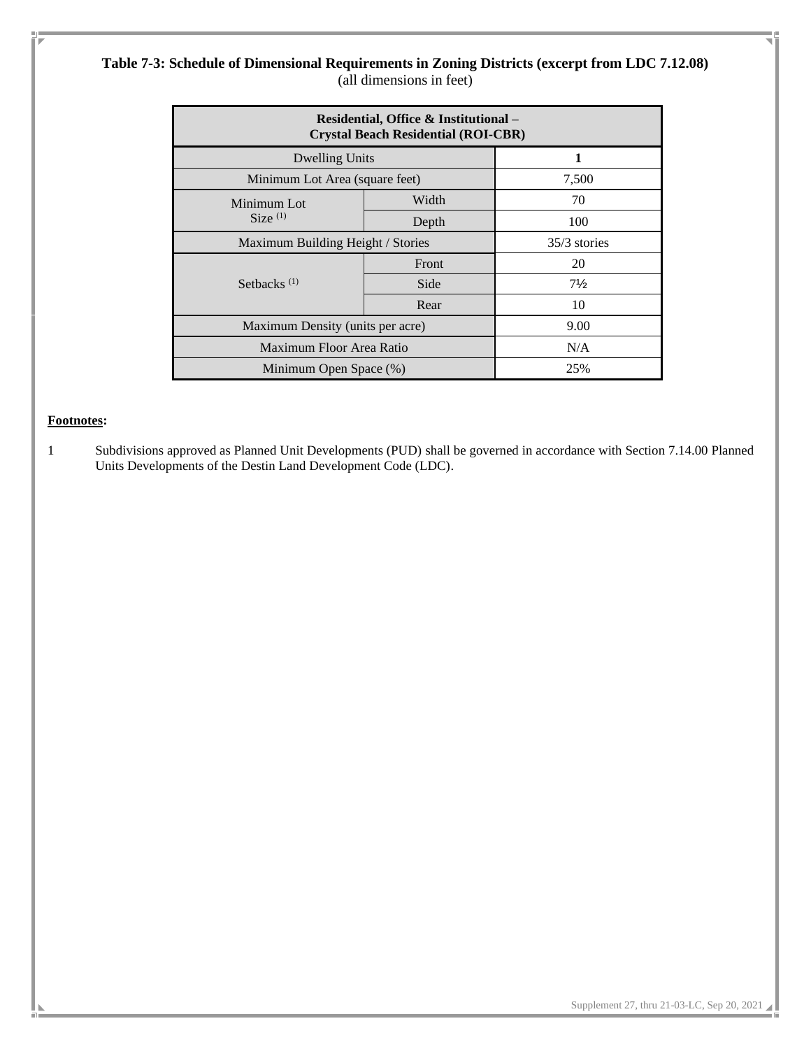**Table 7-3: Schedule of Dimensional Requirements in Zoning Districts (excerpt from LDC 7.12.08)**
(all dimensions in feet)

| Residential, Office & Institutional – Crystal Beach Residential (ROI-CBR) | | |
|---|---|---|
| Dwelling Units | | **1** |
| Minimum Lot Area (square feet) | | 7,500 |
| Minimum Lot Size [(1)] | Width | 70 |
| | Depth | 100 |
| Maximum Building Height / Stories | | 35/3 stories |
| Setbacks [(1)] | Front | 20 |
| | Side | 7½ |
| | Rear | 10 |
| Maximum Density (units per acre) | | 9.00 |
| Maximum Floor Area Ratio | | N/A |
| Minimum Open Space (%) | | 25% |

**Footnotes:**

1 Subdivisions approved as Planned Unit Developments (PUD) shall be governed in accordance with Section 7.14.00 Planned Units Developments of the Destin Land Development Code (LDC).